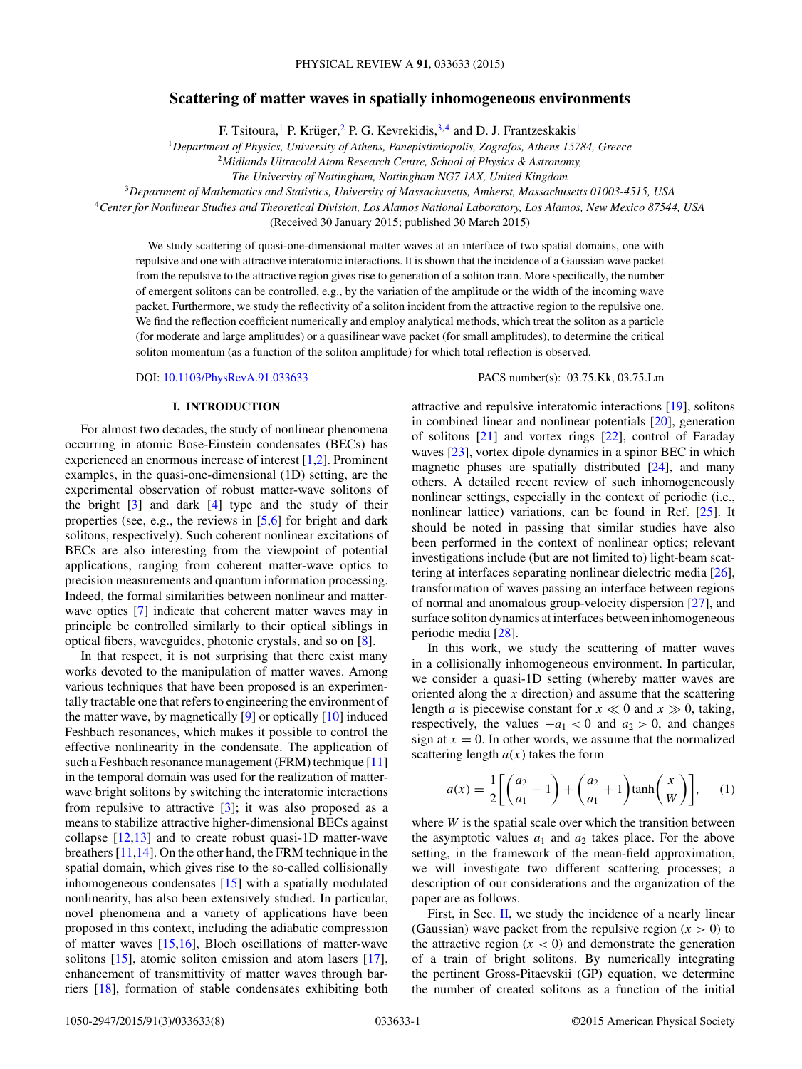# Scattering of matter waves in spatially inhomogeneous environments

F. Tsitoura,[1] P. Krüger,[2] P. G. Kevrekidis,[3,4] and D. J. Frantzeskakis[1]

[1]Department of Physics, University of Athens, Panepistimiopolis, Zografos, Athens 15784, Greece
[2]Midlands Ultracold Atom Research Centre, School of Physics & Astronomy, The University of Nottingham, Nottingham NG7 1AX, United Kingdom
[3]Department of Mathematics and Statistics, University of Massachusetts, Amherst, Massachusetts 01003-4515, USA
[4]Center for Nonlinear Studies and Theoretical Division, Los Alamos National Laboratory, Los Alamos, New Mexico 87544, USA

(Received 30 January 2015; published 30 March 2015)

We study scattering of quasi-one-dimensional matter waves at an interface of two spatial domains, one with repulsive and one with attractive interatomic interactions. It is shown that the incidence of a Gaussian wave packet from the repulsive to the attractive region gives rise to generation of a soliton train. More specifically, the number of emergent solitons can be controlled, e.g., by the variation of the amplitude or the width of the incoming wave packet. Furthermore, we study the reflectivity of a soliton incident from the attractive region to the repulsive one. We find the reflection coefficient numerically and employ analytical methods, which treat the soliton as a particle (for moderate and large amplitudes) or a quasilinear wave packet (for small amplitudes), to determine the critical soliton momentum (as a function of the soliton amplitude) for which total reflection is observed.

DOI: 10.1103/PhysRevA.91.033633 PACS number(s): 03.75.Kk, 03.75.Lm

## I. INTRODUCTION

For almost two decades, the study of nonlinear phenomena occurring in atomic Bose-Einstein condensates (BECs) has experienced an enormous increase of interest [1,2]. Prominent examples, in the quasi-one-dimensional (1D) setting, are the experimental observation of robust matter-wave solitons of the bright [3] and dark [4] type and the study of their properties (see, e.g., the reviews in [5,6] for bright and dark solitons, respectively). Such coherent nonlinear excitations of BECs are also interesting from the viewpoint of potential applications, ranging from coherent matter-wave optics to precision measurements and quantum information processing. Indeed, the formal similarities between nonlinear and matter-wave optics [7] indicate that coherent matter waves may in principle be controlled similarly to their optical siblings in optical fibers, waveguides, photonic crystals, and so on [8].

In that respect, it is not surprising that there exist many works devoted to the manipulation of matter waves. Among various techniques that have been proposed is an experimentally tractable one that refers to engineering the environment of the matter wave, by magnetically [9] or optically [10] induced Feshbach resonances, which makes it possible to control the effective nonlinearity in the condensate. The application of such a Feshbach resonance management (FRM) technique [11] in the temporal domain was used for the realization of matter-wave bright solitons by switching the interatomic interactions from repulsive to attractive [3]; it was also proposed as a means to stabilize attractive higher-dimensional BECs against collapse [12,13] and to create robust quasi-1D matter-wave breathers [11,14]. On the other hand, the FRM technique in the spatial domain, which gives rise to the so-called collisionally inhomogeneous condensates [15] with a spatially modulated nonlinearity, has also been extensively studied. In particular, novel phenomena and a variety of applications have been proposed in this context, including the adiabatic compression of matter waves [15,16], Bloch oscillations of matter-wave solitons [15], atomic soliton emission and atom lasers [17], enhancement of transmittivity of matter waves through barriers [18], formation of stable condensates exhibiting both attractive and repulsive interatomic interactions [19], solitons in combined linear and nonlinear potentials [20], generation of solitons [21] and vortex rings [22], control of Faraday waves [23], vortex dipole dynamics in a spinor BEC in which magnetic phases are spatially distributed [24], and many others. A detailed recent review of such inhomogeneously nonlinear settings, especially in the context of periodic (i.e., nonlinear lattice) variations, can be found in Ref. [25]. It should be noted in passing that similar studies have also been performed in the context of nonlinear optics; relevant investigations include (but are not limited to) light-beam scattering at interfaces separating nonlinear dielectric media [26], transformation of waves passing an interface between regions of normal and anomalous group-velocity dispersion [27], and surface soliton dynamics at interfaces between inhomogeneous periodic media [28].

In this work, we study the scattering of matter waves in a collisionally inhomogeneous environment. In particular, we consider a quasi-1D setting (whereby matter waves are oriented along the $x$ direction) and assume that the scattering length $a$ is piecewise constant for $x \ll 0$ and $x \gg 0$, taking, respectively, the values $-a_1 < 0$ and $a_2 > 0$, and changes sign at $x = 0$. In other words, we assume that the normalized scattering length $a(x)$ takes the form

$$a(x) = \frac{1}{2}\left[\left(\frac{a_2}{a_1} - 1\right) + \left(\frac{a_2}{a_1} + 1\right)\tanh\left(\frac{x}{W}\right)\right], \quad (1)$$

where $W$ is the spatial scale over which the transition between the asymptotic values $a_1$ and $a_2$ takes place. For the above setting, in the framework of the mean-field approximation, we will investigate two different scattering processes; a description of our considerations and the organization of the paper are as follows.

First, in Sec. II, we study the incidence of a nearly linear (Gaussian) wave packet from the repulsive region ($x > 0$) to the attractive region ($x < 0$) and demonstrate the generation of a train of bright solitons. By numerically integrating the pertinent Gross-Pitaevskii (GP) equation, we determine the number of created solitons as a function of the initial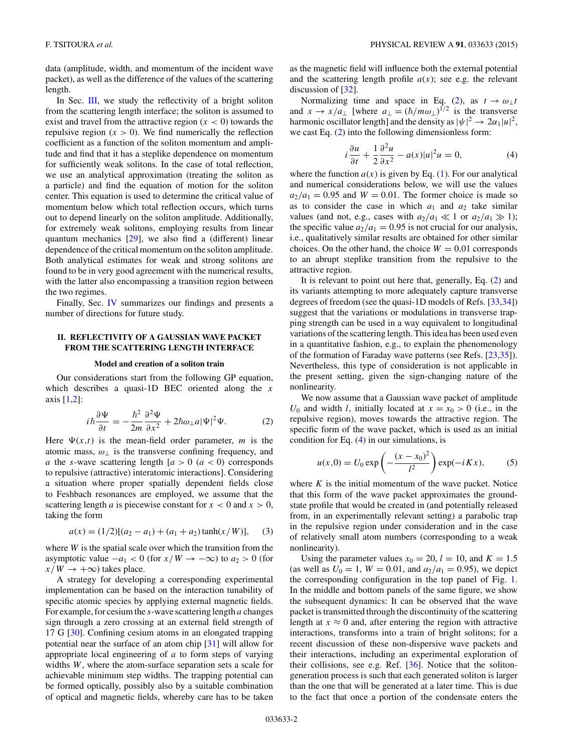data (amplitude, width, and momentum of the incident wave packet), as well as the difference of the values of the scattering length.

In Sec. III, we study the reflectivity of a bright soliton from the scattering length interface; the soliton is assumed to exist and travel from the attractive region ($x < 0$) towards the repulsive region ($x > 0$). We find numerically the reflection coefficient as a function of the soliton momentum and amplitude and find that it has a steplike dependence on momentum for sufficiently weak solitons. In the case of total reflection, we use an analytical approximation (treating the soliton as a particle) and find the equation of motion for the soliton center. This equation is used to determine the critical value of momentum below which total reflection occurs, which turns out to depend linearly on the soliton amplitude. Additionally, for extremely weak solitons, employing results from linear quantum mechanics [29], we also find a (different) linear dependence of the critical momentum on the soliton amplitude. Both analytical estimates for weak and strong solitons are found to be in very good agreement with the numerical results, with the latter also encompassing a transition region between the two regimes.

Finally, Sec. IV summarizes our findings and presents a number of directions for future study.

## II. REFLECTIVITY OF A GAUSSIAN WAVE PACKET FROM THE SCATTERING LENGTH INTERFACE

### Model and creation of a soliton train

Our considerations start from the following GP equation, which describes a quasi-1D BEC oriented along the $x$ axis [1,2]:

$$i\hbar\frac{\partial \Psi}{\partial t} = -\frac{\hbar^2}{2m}\frac{\partial^2 \Psi}{\partial x^2} + 2\hbar\omega_\perp a|\Psi|^2\Psi. \tag{2}$$

Here $\Psi(x,t)$ is the mean-field order parameter, $m$ is the atomic mass, $\omega_\perp$ is the transverse confining frequency, and $a$ the $s$-wave scattering length [$a > 0$ ($a < 0$) corresponds to repulsive (attractive) interatomic interactions]. Considering a situation where proper spatially dependent fields close to Feshbach resonances are employed, we assume that the scattering length $a$ is piecewise constant for $x < 0$ and $x > 0$, taking the form

$$a(x) = (1/2)[(a_2 - a_1) + (a_1 + a_2)\tanh(x/W)], \tag{3}$$

where $W$ is the spatial scale over which the transition from the asymptotic value $-a_1 < 0$ (for $x/W \to -\infty$) to $a_2 > 0$ (for $x/W \to +\infty$) takes place.

A strategy for developing a corresponding experimental implementation can be based on the interaction tunability of specific atomic species by applying external magnetic fields. For example, for cesium the $s$-wave scattering length $a$ changes sign through a zero crossing at an external field strength of 17 G [30]. Confining cesium atoms in an elongated trapping potential near the surface of an atom chip [31] will allow for appropriate local engineering of $a$ to form steps of varying widths $W$, where the atom-surface separation sets a scale for achievable minimum step widths. The trapping potential can be formed optically, possibly also by a suitable combination of optical and magnetic fields, whereby care has to be taken as the magnetic field will influence both the external potential and the scattering length profile $a(x)$; see e.g. the relevant discussion of [32].

Normalizing time and space in Eq. (2), as $t \to \omega_\perp t$ and $x \to x/a_\perp$ [where $a_\perp = (\hbar/m\omega_\perp)^{1/2}$ is the transverse harmonic oscillator length] and the density as $|\psi|^2 \to 2\alpha_1|u|^2$, we cast Eq. (2) into the following dimensionless form:

$$i\frac{\partial u}{\partial t} + \frac{1}{2}\frac{\partial^2 u}{\partial x^2} - a(x)|u|^2 u = 0, \tag{4}$$

where the function $a(x)$ is given by Eq. (1). For our analytical and numerical considerations below, we will use the values $a_2/a_1 = 0.95$ and $W = 0.01$. The former choice is made so as to consider the case in which $a_1$ and $a_2$ take similar values (and not, e.g., cases with $a_2/a_1 \ll 1$ or $a_2/a_1 \gg 1$); the specific value $a_2/a_1 = 0.95$ is not crucial for our analysis, i.e., qualitatively similar results are obtained for other similar choices. On the other hand, the choice $W = 0.01$ corresponds to an abrupt steplike transition from the repulsive to the attractive region.

It is relevant to point out here that, generally, Eq. (2) and its variants attempting to more adequately capture transverse degrees of freedom (see the quasi-1D models of Refs. [33,34]) suggest that the variations or modulations in transverse trapping strength can be used in a way equivalent to longitudinal variations of the scattering length. This idea has been used even in a quantitative fashion, e.g., to explain the phenomenology of the formation of Faraday wave patterns (see Refs. [23,35]). Nevertheless, this type of consideration is not applicable in the present setting, given the sign-changing nature of the nonlinearity.

We now assume that a Gaussian wave packet of amplitude $U_0$ and width $l$, initially located at $x = x_0 > 0$ (i.e., in the repulsive region), moves towards the attractive region. The specific form of the wave packet, which is used as an initial condition for Eq. (4) in our simulations, is

$$u(x,0) = U_0 \exp\left(-\frac{(x - x_0)^2}{l^2}\right)\exp(-iKx), \tag{5}$$

where $K$ is the initial momentum of the wave packet. Notice that this form of the wave packet approximates the ground-state profile that would be created in (and potentially released from, in an experimentally relevant setting) a parabolic trap in the repulsive region under consideration and in the case of relatively small atom numbers (corresponding to a weak nonlinearity).

Using the parameter values $x_0 = 20$, $l = 10$, and $K = 1.5$ (as well as $U_0 = 1$, $W = 0.01$, and $a_2/a_1 = 0.95$), we depict the corresponding configuration in the top panel of Fig. 1. In the middle and bottom panels of the same figure, we show the subsequent dynamics: It can be observed that the wave packet is transmitted through the discontinuity of the scattering length at $x \approx 0$ and, after entering the region with attractive interactions, transforms into a train of bright solitons; for a recent discussion of these non-dispersive wave packets and their interactions, including an experimental exploration of their collisions, see e.g. Ref. [36]. Notice that the soliton-generation process is such that each generated soliton is larger than the one that will be generated at a later time. This is due to the fact that once a portion of the condensate enters the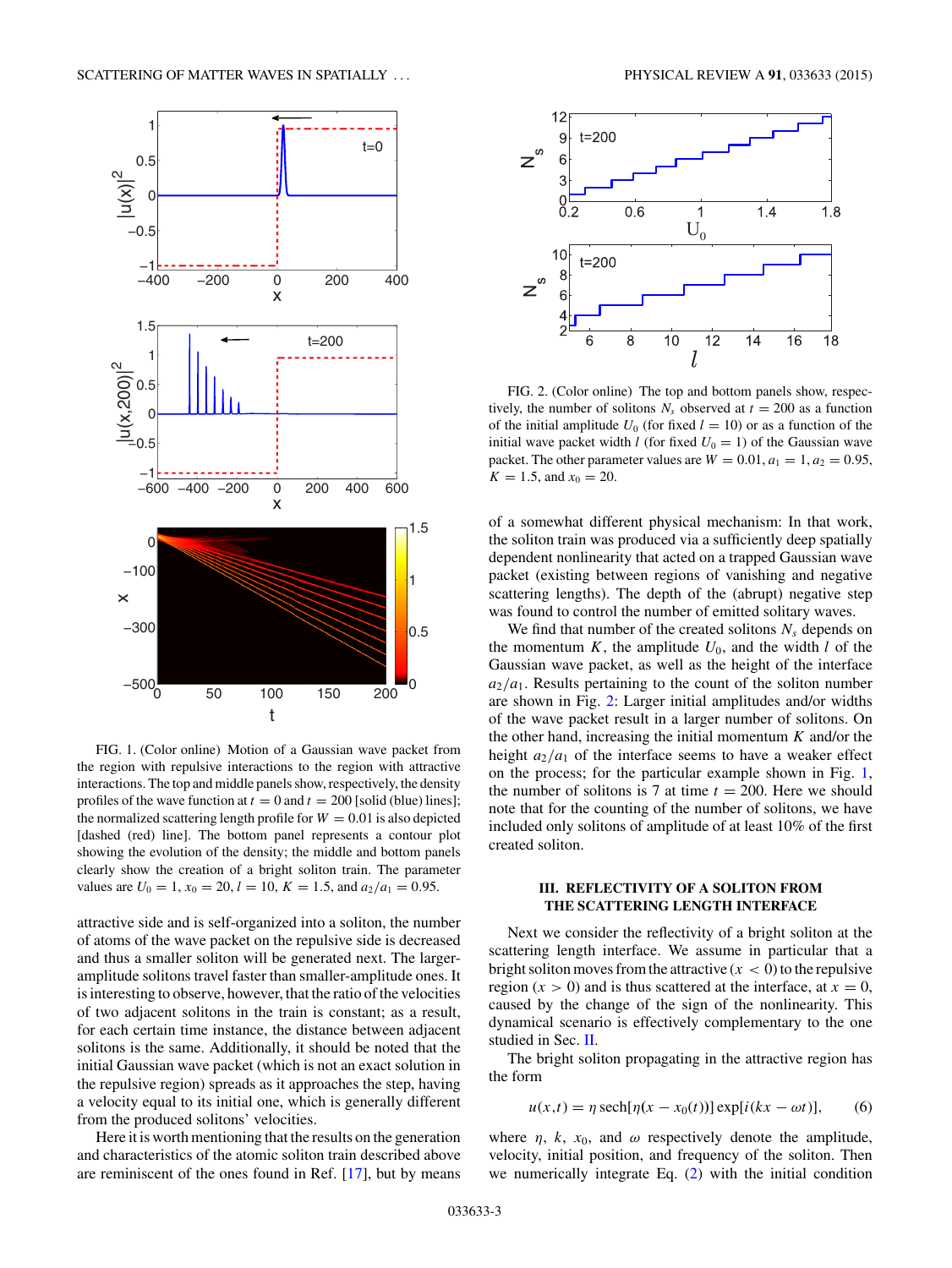FIG. 1. (Color online) Motion of a Gaussian wave packet from the region with repulsive interactions to the region with attractive interactions. The top and middle panels show, respectively, the density profiles of the wave function at $t = 0$ and $t = 200$ [solid (blue) lines]; the normalized scattering length profile for $W = 0.01$ is also depicted [dashed (red) line]. The bottom panel represents a contour plot showing the evolution of the density; the middle and bottom panels clearly show the creation of a bright soliton train. The parameter values are $U_0 = 1$, $x_0 = 20$, $l = 10$, $K = 1.5$, and $a_2/a_1 = 0.95$.

attractive side and is self-organized into a soliton, the number of atoms of the wave packet on the repulsive side is decreased and thus a smaller soliton will be generated next. The larger-amplitude solitons travel faster than smaller-amplitude ones. It is interesting to observe, however, that the ratio of the velocities of two adjacent solitons in the train is constant; as a result, for each certain time instance, the distance between adjacent solitons is the same. Additionally, it should be noted that the initial Gaussian wave packet (which is not an exact solution in the repulsive region) spreads as it approaches the step, having a velocity equal to its initial one, which is generally different from the produced solitons' velocities.

Here it is worth mentioning that the results on the generation and characteristics of the atomic soliton train described above are reminiscent of the ones found in Ref. [17], but by means of a somewhat different physical mechanism: In that work, the soliton train was produced via a sufficiently deep spatially dependent nonlinearity that acted on a trapped Gaussian wave packet (existing between regions of vanishing and negative scattering lengths). The depth of the (abrupt) negative step was found to control the number of emitted solitary waves.

FIG. 2. (Color online) The top and bottom panels show, respectively, the number of solitons $N_s$ observed at $t = 200$ as a function of the initial amplitude $U_0$ (for fixed $l = 10$) or as a function of the initial wave packet width $l$ (for fixed $U_0 = 1$) of the Gaussian wave packet. The other parameter values are $W = 0.01$, $a_1 = 1$, $a_2 = 0.95$, $K = 1.5$, and $x_0 = 20$.

We find that number of the created solitons $N_s$ depends on the momentum $K$, the amplitude $U_0$, and the width $l$ of the Gaussian wave packet, as well as the height of the interface $a_2/a_1$. Results pertaining to the count of the soliton number are shown in Fig. 2: Larger initial amplitudes and/or widths of the wave packet result in a larger number of solitons. On the other hand, increasing the initial momentum $K$ and/or the height $a_2/a_1$ of the interface seems to have a weaker effect on the process; for the particular example shown in Fig. 1, the number of solitons is 7 at time $t = 200$. Here we should note that for the counting of the number of solitons, we have included only solitons of amplitude of at least 10% of the first created soliton.

## III. REFLECTIVITY OF A SOLITON FROM THE SCATTERING LENGTH INTERFACE

Next we consider the reflectivity of a bright soliton at the scattering length interface. We assume in particular that a bright soliton moves from the attractive ($x < 0$) to the repulsive region ($x > 0$) and is thus scattered at the interface, at $x = 0$, caused by the change of the sign of the nonlinearity. This dynamical scenario is effectively complementary to the one studied in Sec. II.

The bright soliton propagating in the attractive region has the form

$$u(x,t) = \eta \,\text{sech}[\eta(x - x_0(t))] \exp[i(kx - \omega t)], \tag{6}$$

where $\eta$, $k$, $x_0$, and $\omega$ respectively denote the amplitude, velocity, initial position, and frequency of the soliton. Then we numerically integrate Eq. (2) with the initial condition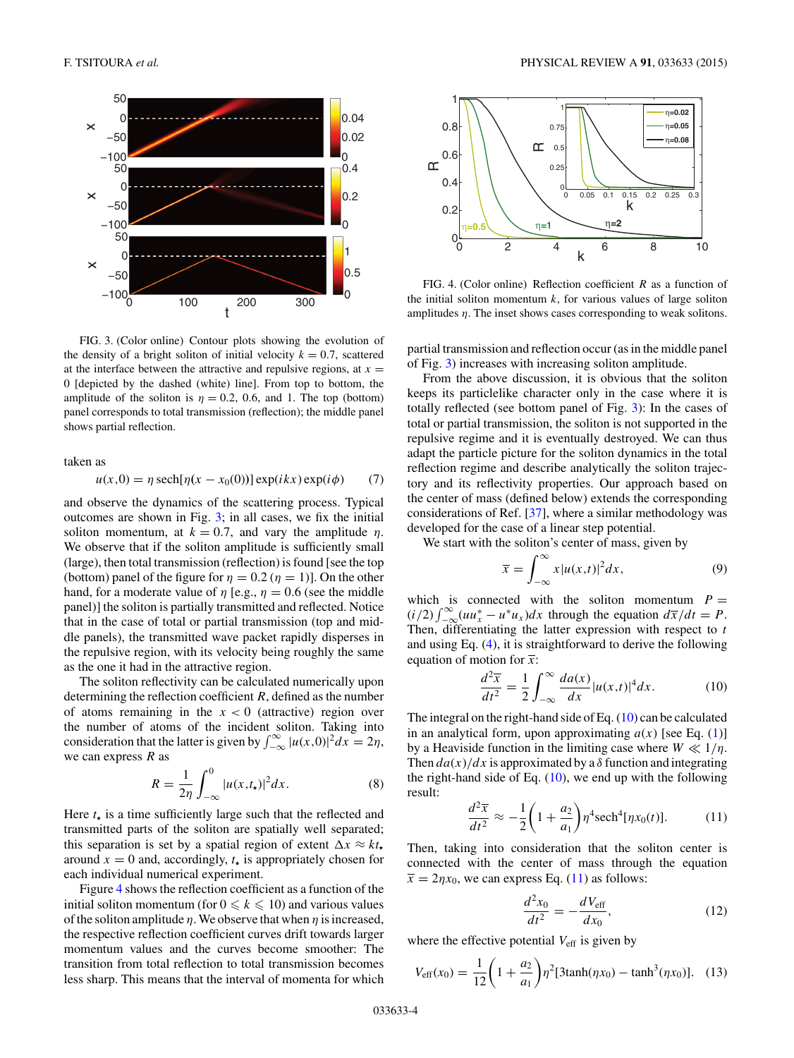FIG. 3. (Color online) Contour plots showing the evolution of the density of a bright soliton of initial velocity $k = 0.7$, scattered at the interface between the attractive and repulsive regions, at $x = 0$ [depicted by the dashed (white) line]. From top to bottom, the amplitude of the soliton is $\eta = 0.2$, 0.6, and 1. The top (bottom) panel corresponds to total transmission (reflection); the middle panel shows partial reflection.

taken as

$$u(x,0) = \eta \,\mathrm{sech}[\eta(x - x_0(0))] \exp(ikx) \exp(i\phi) \tag{7}$$

and observe the dynamics of the scattering process. Typical outcomes are shown in Fig. 3; in all cases, we fix the initial soliton momentum, at $k = 0.7$, and vary the amplitude $\eta$. We observe that if the soliton amplitude is sufficiently small (large), then total transmission (reflection) is found [see the top (bottom) panel of the figure for $\eta = 0.2$ ($\eta = 1$)]. On the other hand, for a moderate value of $\eta$ [e.g., $\eta = 0.6$ (see the middle panel)] the soliton is partially transmitted and reflected. Notice that in the case of total or partial transmission (top and middle panels), the transmitted wave packet rapidly disperses in the repulsive region, with its velocity being roughly the same as the one it had in the attractive region.

The soliton reflectivity can be calculated numerically upon determining the reflection coefficient $R$, defined as the number of atoms remaining in the $x < 0$ (attractive) region over the number of atoms of the incident soliton. Taking into consideration that the latter is given by $\int_{-\infty}^{\infty} |u(x,0)|^2 dx = 2\eta$, we can express $R$ as

$$R = \frac{1}{2\eta} \int_{-\infty}^{0} |u(x,t_\star)|^2 dx. \tag{8}$$

Here $t_\star$ is a time sufficiently large such that the reflected and transmitted parts of the soliton are spatially well separated; this separation is set by a spatial region of extent $\Delta x \approx k t_\star$ around $x = 0$ and, accordingly, $t_\star$ is appropriately chosen for each individual numerical experiment.

Figure 4 shows the reflection coefficient as a function of the initial soliton momentum (for $0 \leqslant k \leqslant 10$) and various values of the soliton amplitude $\eta$. We observe that when $\eta$ is increased, the respective reflection coefficient curves drift towards larger momentum values and the curves become smoother: The transition from total reflection to total transmission becomes less sharp. This means that the interval of momenta for which partial transmission and reflection occur (as in the middle panel of Fig. 3) increases with increasing soliton amplitude.

FIG. 4. (Color online) Reflection coefficient $R$ as a function of the initial soliton momentum $k$, for various values of large soliton amplitudes $\eta$. The inset shows cases corresponding to weak solitons.

From the above discussion, it is obvious that the soliton keeps its particlelike character only in the case where it is totally reflected (see bottom panel of Fig. 3): In the cases of total or partial transmission, the soliton is not supported in the repulsive regime and it is eventually destroyed. We can thus adapt the particle picture for the soliton dynamics in the total reflection regime and describe analytically the soliton trajectory and its reflectivity properties. Our approach based on the center of mass (defined below) extends the corresponding considerations of Ref. [37], where a similar methodology was developed for the case of a linear step potential.

We start with the soliton's center of mass, given by

$$\overline{x} = \int_{-\infty}^{\infty} x |u(x,t)|^2 dx, \tag{9}$$

which is connected with the soliton momentum $P = (i/2)\int_{-\infty}^{\infty} (u u_x^* - u^* u_x) dx$ through the equation $d\overline{x}/dt = P$. Then, differentiating the latter expression with respect to $t$ and using Eq. (4), it is straightforward to derive the following equation of motion for $\overline{x}$:

$$\frac{d^2\overline{x}}{dt^2} = \frac{1}{2} \int_{-\infty}^{\infty} \frac{da(x)}{dx} |u(x,t)|^4 dx. \tag{10}$$

The integral on the right-hand side of Eq. (10) can be calculated in an analytical form, upon approximating $a(x)$ [see Eq. (1)] by a Heaviside function in the limiting case where $W \ll 1/\eta$. Then $da(x)/dx$ is approximated by a $\delta$ function and integrating the right-hand side of Eq. (10), we end up with the following result:

$$\frac{d^2\overline{x}}{dt^2} \approx -\frac{1}{2}\left(1 + \frac{a_2}{a_1}\right) \eta^4 \mathrm{sech}^4[\eta x_0(t)]. \tag{11}$$

Then, taking into consideration that the soliton center is connected with the center of mass through the equation $\overline{x} = 2\eta x_0$, we can express Eq. (11) as follows:

$$\frac{d^2 x_0}{dt^2} = -\frac{dV_{\mathrm{eff}}}{dx_0}, \tag{12}$$

where the effective potential $V_{\mathrm{eff}}$ is given by

$$V_{\mathrm{eff}}(x_0) = \frac{1}{12}\left(1 + \frac{a_2}{a_1}\right) \eta^2 [3\tanh(\eta x_0) - \tanh^3(\eta x_0)]. \tag{13}$$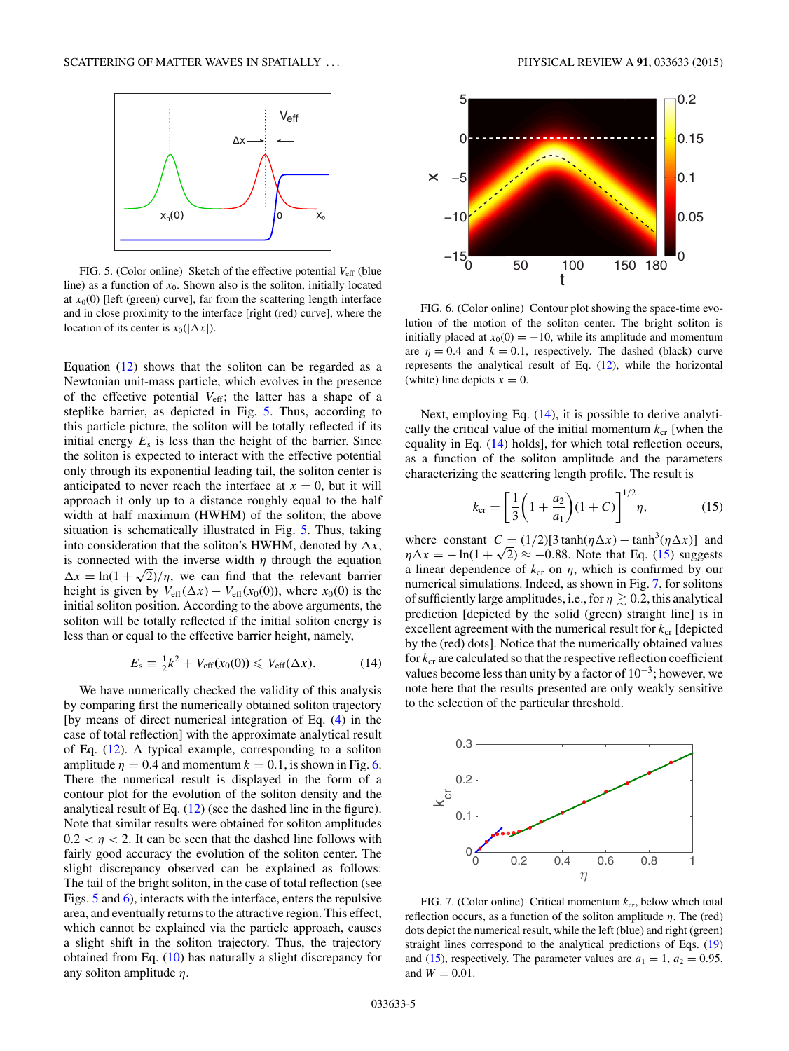FIG. 5. (Color online) Sketch of the effective potential $V_{\rm eff}$ (blue line) as a function of $x_0$. Shown also is the soliton, initially located at $x_0(0)$ [left (green) curve], far from the scattering length interface and in close proximity to the interface [right (red) curve], where the location of its center is $x_0(|\Delta x|)$.

Equation (12) shows that the soliton can be regarded as a Newtonian unit-mass particle, which evolves in the presence of the effective potential $V_{\rm eff}$; the latter has a shape of a steplike barrier, as depicted in Fig. 5. Thus, according to this particle picture, the soliton will be totally reflected if its initial energy $E_s$ is less than the height of the barrier. Since the soliton is expected to interact with the effective potential only through its exponential leading tail, the soliton center is anticipated to never reach the interface at $x = 0$, but it will approach it only up to a distance roughly equal to the half width at half maximum (HWHM) of the soliton; the above situation is schematically illustrated in Fig. 5. Thus, taking into consideration that the soliton's HWHM, denoted by $\Delta x$, is connected with the inverse width $\eta$ through the equation $\Delta x = \ln(1+\sqrt{2})/\eta$, we can find that the relevant barrier height is given by $V_{\rm eff}(\Delta x) - V_{\rm eff}(x_0(0))$, where $x_0(0)$ is the initial soliton position. According to the above arguments, the soliton will be totally reflected if the initial soliton energy is less than or equal to the effective barrier height, namely,

$$E_s \equiv \tfrac{1}{2}k^2 + V_{\rm eff}(x_0(0)) \leqslant V_{\rm eff}(\Delta x). \tag{14}$$

We have numerically checked the validity of this analysis by comparing first the numerically obtained soliton trajectory [by means of direct numerical integration of Eq. (4) in the case of total reflection] with the approximate analytical result of Eq. (12). A typical example, corresponding to a soliton amplitude $\eta = 0.4$ and momentum $k = 0.1$, is shown in Fig. 6. There the numerical result is displayed in the form of a contour plot for the evolution of the soliton density and the analytical result of Eq. (12) (see the dashed line in the figure). Note that similar results were obtained for soliton amplitudes $0.2 < \eta < 2$. It can be seen that the dashed line follows with fairly good accuracy the evolution of the soliton center. The slight discrepancy observed can be explained as follows: The tail of the bright soliton, in the case of total reflection (see Figs. 5 and 6), interacts with the interface, enters the repulsive area, and eventually returns to the attractive region. This effect, which cannot be described via the particle approach, causes a slight shift in the soliton trajectory. Thus, the trajectory obtained from Eq. (10) has naturally a slight discrepancy for any soliton amplitude $\eta$.

FIG. 6. (Color online) Contour plot showing the space-time evolution of the motion of the soliton center. The bright soliton is initially placed at $x_0(0) = -10$, while its amplitude and momentum are $\eta = 0.4$ and $k = 0.1$, respectively. The dashed (black) curve represents the analytical result of Eq. (12), while the horizontal (white) line depicts $x = 0$.

Next, employing Eq. (14), it is possible to derive analytically the critical value of the initial momentum $k_{\rm cr}$ [when the equality in Eq. (14) holds], for which total reflection occurs, as a function of the soliton amplitude and the parameters characterizing the scattering length profile. The result is

$$k_{\rm cr} = \left[\frac{1}{3}\left(1+\frac{a_2}{a_1}\right)(1+C)\right]^{1/2}\eta, \tag{15}$$

where constant $C = (1/2)[3\tanh(\eta\Delta x) - \tanh^3(\eta\Delta x)]$ and $\eta\Delta x = -\ln(1+\sqrt{2}) \approx -0.88$. Note that Eq. (15) suggests a linear dependence of $k_{\rm cr}$ on $\eta$, which is confirmed by our numerical simulations. Indeed, as shown in Fig. 7, for solitons of sufficiently large amplitudes, i.e., for $\eta \gtrsim 0.2$, this analytical prediction [depicted by the solid (green) straight line] is in excellent agreement with the numerical result for $k_{\rm cr}$ [depicted by the (red) dots]. Notice that the numerically obtained values for $k_{\rm cr}$ are calculated so that the respective reflection coefficient values become less than unity by a factor of $10^{-3}$; however, we note here that the results presented are only weakly sensitive to the selection of the particular threshold.

FIG. 7. (Color online) Critical momentum $k_{\rm cr}$, below which total reflection occurs, as a function of the soliton amplitude $\eta$. The (red) dots depict the numerical result, while the left (blue) and right (green) straight lines correspond to the analytical predictions of Eqs. (19) and (15), respectively. The parameter values are $a_1 = 1$, $a_2 = 0.95$, and $W = 0.01$.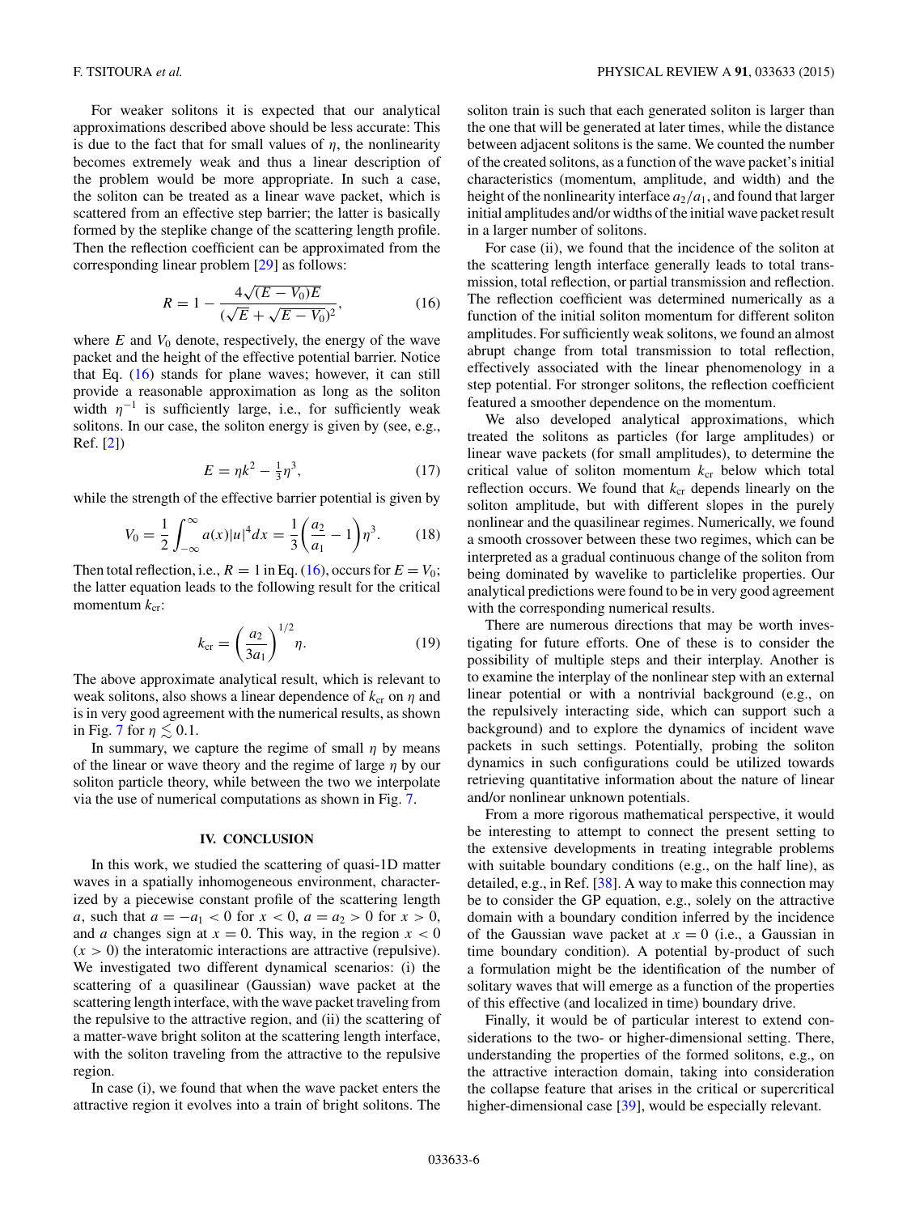For weaker solitons it is expected that our analytical approximations described above should be less accurate: This is due to the fact that for small values of $\eta$, the nonlinearity becomes extremely weak and thus a linear description of the problem would be more appropriate. In such a case, the soliton can be treated as a linear wave packet, which is scattered from an effective step barrier; the latter is basically formed by the steplike change of the scattering length profile. Then the reflection coefficient can be approximated from the corresponding linear problem [29] as follows:

$$R = 1 - \frac{4\sqrt{(E - V_0)E}}{(\sqrt{E} + \sqrt{E - V_0})^2}, \tag{16}$$

where $E$ and $V_0$ denote, respectively, the energy of the wave packet and the height of the effective potential barrier. Notice that Eq. (16) stands for plane waves; however, it can still provide a reasonable approximation as long as the soliton width $\eta^{-1}$ is sufficiently large, i.e., for sufficiently weak solitons. In our case, the soliton energy is given by (see, e.g., Ref. [2])

$$E = \eta k^2 - \tfrac{1}{3}\eta^3, \tag{17}$$

while the strength of the effective barrier potential is given by

$$V_0 = \frac{1}{2}\int_{-\infty}^{\infty} a(x)|u|^4 dx = \frac{1}{3}\left(\frac{a_2}{a_1} - 1\right)\eta^3. \tag{18}$$

Then total reflection, i.e., $R = 1$ in Eq. (16), occurs for $E = V_0$; the latter equation leads to the following result for the critical momentum $k_{\rm cr}$:

$$k_{\rm cr} = \left(\frac{a_2}{3a_1}\right)^{1/2}\eta. \tag{19}$$

The above approximate analytical result, which is relevant to weak solitons, also shows a linear dependence of $k_{\rm cr}$ on $\eta$ and is in very good agreement with the numerical results, as shown in Fig. 7 for $\eta \lesssim 0.1$.

In summary, we capture the regime of small $\eta$ by means of the linear or wave theory and the regime of large $\eta$ by our soliton particle theory, while between the two we interpolate via the use of numerical computations as shown in Fig. 7.

## IV. CONCLUSION

In this work, we studied the scattering of quasi-1D matter waves in a spatially inhomogeneous environment, characterized by a piecewise constant profile of the scattering length $a$, such that $a = -a_1 < 0$ for $x < 0$, $a = a_2 > 0$ for $x > 0$, and $a$ changes sign at $x = 0$. This way, in the region $x < 0$ ($x > 0$) the interatomic interactions are attractive (repulsive). We investigated two different dynamical scenarios: (i) the scattering of a quasilinear (Gaussian) wave packet at the scattering length interface, with the wave packet traveling from the repulsive to the attractive region, and (ii) the scattering of a matter-wave bright soliton at the scattering length interface, with the soliton traveling from the attractive to the repulsive region.

In case (i), we found that when the wave packet enters the attractive region it evolves into a train of bright solitons. The soliton train is such that each generated soliton is larger than the one that will be generated at later times, while the distance between adjacent solitons is the same. We counted the number of the created solitons, as a function of the wave packet's initial characteristics (momentum, amplitude, and width) and the height of the nonlinearity interface $a_2/a_1$, and found that larger initial amplitudes and/or widths of the initial wave packet result in a larger number of solitons.

For case (ii), we found that the incidence of the soliton at the scattering length interface generally leads to total transmission, total reflection, or partial transmission and reflection. The reflection coefficient was determined numerically as a function of the initial soliton momentum for different soliton amplitudes. For sufficiently weak solitons, we found an almost abrupt change from total transmission to total reflection, effectively associated with the linear phenomenology in a step potential. For stronger solitons, the reflection coefficient featured a smoother dependence on the momentum.

We also developed analytical approximations, which treated the solitons as particles (for large amplitudes) or linear wave packets (for small amplitudes), to determine the critical value of soliton momentum $k_{\rm cr}$ below which total reflection occurs. We found that $k_{\rm cr}$ depends linearly on the soliton amplitude, but with different slopes in the purely nonlinear and the quasilinear regimes. Numerically, we found a smooth crossover between these two regimes, which can be interpreted as a gradual continuous change of the soliton from being dominated by wavelike to particlelike properties. Our analytical predictions were found to be in very good agreement with the corresponding numerical results.

There are numerous directions that may be worth investigating for future efforts. One of these is to consider the possibility of multiple steps and their interplay. Another is to examine the interplay of the nonlinear step with an external linear potential or with a nontrivial background (e.g., on the repulsively interacting side, which can support such a background) and to explore the dynamics of incident wave packets in such settings. Potentially, probing the soliton dynamics in such configurations could be utilized towards retrieving quantitative information about the nature of linear and/or nonlinear unknown potentials.

From a more rigorous mathematical perspective, it would be interesting to attempt to connect the present setting to the extensive developments in treating integrable problems with suitable boundary conditions (e.g., on the half line), as detailed, e.g., in Ref. [38]. A way to make this connection may be to consider the GP equation, e.g., solely on the attractive domain with a boundary condition inferred by the incidence of the Gaussian wave packet at $x = 0$ (i.e., a Gaussian in time boundary condition). A potential by-product of such a formulation might be the identification of the number of solitary waves that will emerge as a function of the properties of this effective (and localized in time) boundary drive.

Finally, it would be of particular interest to extend considerations to the two- or higher-dimensional setting. There, understanding the properties of the formed solitons, e.g., on the attractive interaction domain, taking into consideration the collapse feature that arises in the critical or supercritical higher-dimensional case [39], would be especially relevant.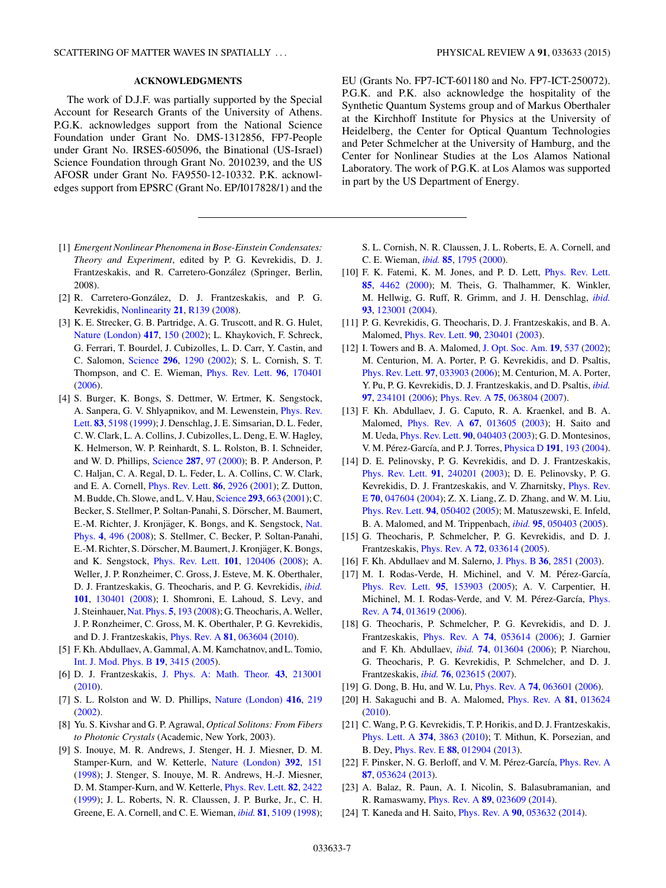## ACKNOWLEDGMENTS

The work of D.J.F. was partially supported by the Special Account for Research Grants of the University of Athens. P.G.K. acknowledges support from the National Science Foundation under Grant No. DMS-1312856, FP7-People under Grant No. IRSES-605096, the Binational (US-Israel) Science Foundation through Grant No. 2010239, and the US AFOSR under Grant No. FA9550-12-10332. P.K. acknowledges support from EPSRC (Grant No. EP/I017828/1) and the EU (Grants No. FP7-ICT-601180 and No. FP7-ICT-250072). P.G.K. and P.K. also acknowledge the hospitality of the Synthetic Quantum Systems group and of Markus Oberthaler at the Kirchhoff Institute for Physics at the University of Heidelberg, the Center for Optical Quantum Technologies and Peter Schmelcher at the University of Hamburg, and the Center for Nonlinear Studies at the Los Alamos National Laboratory. The work of P.G.K. at Los Alamos was supported in part by the US Department of Energy.

---

[1] *Emergent Nonlinear Phenomena in Bose-Einstein Condensates: Theory and Experiment*, edited by P. G. Kevrekidis, D. J. Frantzeskakis, and R. Carretero-González (Springer, Berlin, 2008).

[2] R. Carretero-González, D. J. Frantzeskakis, and P. G. Kevrekidis, Nonlinearity **21**, R139 (2008).

[3] K. E. Strecker, G. B. Partridge, A. G. Truscott, and R. G. Hulet, Nature (London) **417**, 150 (2002); L. Khaykovich, F. Schreck, G. Ferrari, T. Bourdel, J. Cubizolles, L. D. Carr, Y. Castin, and C. Salomon, Science **296**, 1290 (2002); S. L. Cornish, S. T. Thompson, and C. E. Wieman, Phys. Rev. Lett. **96**, 170401 (2006).

[4] S. Burger, K. Bongs, S. Dettmer, W. Ertmer, K. Sengstock, A. Sanpera, G. V. Shlyapnikov, and M. Lewenstein, Phys. Rev. Lett. **83**, 5198 (1999); J. Denschlag, J. E. Simsarian, D. L. Feder, C. W. Clark, L. A. Collins, J. Cubizolles, L. Deng, E. W. Hagley, K. Helmerson, W. P. Reinhardt, S. L. Rolston, B. I. Schneider, and W. D. Phillips, Science **287**, 97 (2000); B. P. Anderson, P. C. Haljan, C. A. Regal, D. L. Feder, L. A. Collins, C. W. Clark, and E. A. Cornell, Phys. Rev. Lett. **86**, 2926 (2001); Z. Dutton, M. Budde, Ch. Slowe, and L. V. Hau, Science **293**, 663 (2001); C. Becker, S. Stellmer, P. Soltan-Panahi, S. Dörscher, M. Baumert, E.-M. Richter, J. Kronjäger, K. Bongs, and K. Sengstock, Nat. Phys. **4**, 496 (2008); S. Stellmer, C. Becker, P. Soltan-Panahi, E.-M. Richter, S. Dörscher, M. Baumert, J. Kronjäger, K. Bongs, and K. Sengstock, Phys. Rev. Lett. **101**, 120406 (2008); A. Weller, J. P. Ronzheimer, C. Gross, J. Esteve, M. K. Oberthaler, D. J. Frantzeskakis, G. Theocharis, and P. G. Kevrekidis, *ibid.* **101**, 130401 (2008); I. Shomroni, E. Lahoud, S. Levy, and J. Steinhauer, Nat. Phys. **5**, 193 (2008); G. Theocharis, A. Weller, J. P. Ronzheimer, C. Gross, M. K. Oberthaler, P. G. Kevrekidis, and D. J. Frantzeskakis, Phys. Rev. A **81**, 063604 (2010).

[5] F. Kh. Abdullaev, A. Gammal, A. M. Kamchatnov, and L. Tomio, Int. J. Mod. Phys. B **19**, 3415 (2005).

[6] D. J. Frantzeskakis, J. Phys. A: Math. Theor. **43**, 213001 (2010).

[7] S. L. Rolston and W. D. Phillips, Nature (London) **416**, 219 (2002).

[8] Yu. S. Kivshar and G. P. Agrawal, *Optical Solitons: From Fibers to Photonic Crystals* (Academic, New York, 2003).

[9] S. Inouye, M. R. Andrews, J. Stenger, H. J. Miesner, D. M. Stamper-Kurn, and W. Ketterle, Nature (London) **392**, 151 (1998); J. Stenger, S. Inouye, M. R. Andrews, H.-J. Miesner, D. M. Stamper-Kurn, and W. Ketterle, Phys. Rev. Lett. **82**, 2422 (1999); J. L. Roberts, N. R. Claussen, J. P. Burke, Jr., C. H. Greene, E. A. Cornell, and C. E. Wieman, *ibid.* **81**, 5109 (1998); S. L. Cornish, N. R. Claussen, J. L. Roberts, E. A. Cornell, and C. E. Wieman, *ibid.* **85**, 1795 (2000).

[10] F. K. Fatemi, K. M. Jones, and P. D. Lett, Phys. Rev. Lett. **85**, 4462 (2000); M. Theis, G. Thalhammer, K. Winkler, M. Hellwig, G. Ruff, R. Grimm, and J. H. Denschlag, *ibid.* **93**, 123001 (2004).

[11] P. G. Kevrekidis, G. Theocharis, D. J. Frantzeskakis, and B. A. Malomed, Phys. Rev. Lett. **90**, 230401 (2003).

[12] I. Towers and B. A. Malomed, J. Opt. Soc. Am. **19**, 537 (2002); M. Centurion, M. A. Porter, P. G. Kevrekidis, and D. Psaltis, Phys. Rev. Lett. **97**, 033903 (2006); M. Centurion, M. A. Porter, Y. Pu, P. G. Kevrekidis, D. J. Frantzeskakis, and D. Psaltis, *ibid.* **97**, 234101 (2006); Phys. Rev. A **75**, 063804 (2007).

[13] F. Kh. Abdullaev, J. G. Caputo, R. A. Kraenkel, and B. A. Malomed, Phys. Rev. A **67**, 013605 (2003); H. Saito and M. Ueda, Phys. Rev. Lett. **90**, 040403 (2003); G. D. Montesinos, V. M. Pérez-García, and P. J. Torres, Physica D **191**, 193 (2004).

[14] D. E. Pelinovsky, P. G. Kevrekidis, and D. J. Frantzeskakis, Phys. Rev. Lett. **91**, 240201 (2003); D. E. Pelinovsky, P. G. Kevrekidis, D. J. Frantzeskakis, and V. Zharnitsky, Phys. Rev. E **70**, 047604 (2004); Z. X. Liang, Z. D. Zhang, and W. M. Liu, Phys. Rev. Lett. **94**, 050402 (2005); M. Matuszewski, E. Infeld, B. A. Malomed, and M. Trippenbach, *ibid.* **95**, 050403 (2005).

[15] G. Theocharis, P. Schmelcher, P. G. Kevrekidis, and D. J. Frantzeskakis, Phys. Rev. A **72**, 033614 (2005).

[16] F. Kh. Abdullaev and M. Salerno, J. Phys. B **36**, 2851 (2003).

[17] M. I. Rodas-Verde, H. Michinel, and V. M. Pérez-García, Phys. Rev. Lett. **95**, 153903 (2005); A. V. Carpentier, H. Michinel, M. I. Rodas-Verde, and V. M. Pérez-García, Phys. Rev. A **74**, 013619 (2006).

[18] G. Theocharis, P. Schmelcher, P. G. Kevrekidis, and D. J. Frantzeskakis, Phys. Rev. A **74**, 053614 (2006); J. Garnier and F. Kh. Abdullaev, *ibid.* **74**, 013604 (2006); P. Niarchou, G. Theocharis, P. G. Kevrekidis, P. Schmelcher, and D. J. Frantzeskakis, *ibid.* **76**, 023615 (2007).

[19] G. Dong, B. Hu, and W. Lu, Phys. Rev. A **74**, 063601 (2006).

[20] H. Sakaguchi and B. A. Malomed, Phys. Rev. A **81**, 013624 (2010).

[21] C. Wang, P. G. Kevrekidis, T. P. Horikis, and D. J. Frantzeskakis, Phys. Lett. A **374**, 3863 (2010); T. Mithun, K. Porsezian, and B. Dey, Phys. Rev. E **88**, 012904 (2013).

[22] F. Pinsker, N. G. Berloff, and V. M. Pérez-García, Phys. Rev. A **87**, 053624 (2013).

[23] A. Balaz, R. Paun, A. I. Nicolin, S. Balasubramanian, and R. Ramaswamy, Phys. Rev. A **89**, 023609 (2014).

[24] T. Kaneda and H. Saito, Phys. Rev. A **90**, 053632 (2014).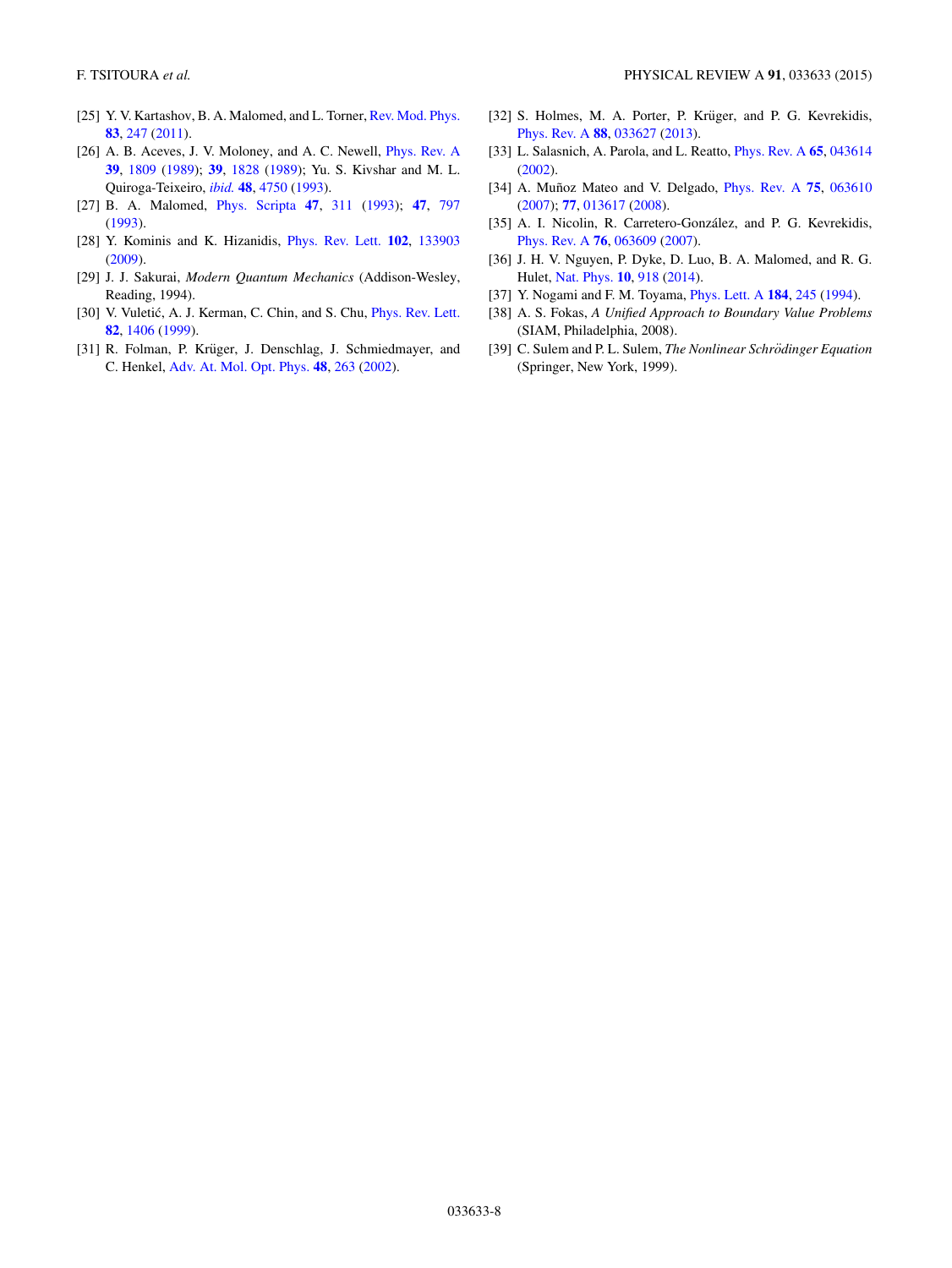[25] Y. V. Kartashov, B. A. Malomed, and L. Torner, Rev. Mod. Phys. **83**, 247 (2011).

[26] A. B. Aceves, J. V. Moloney, and A. C. Newell, Phys. Rev. A **39**, 1809 (1989); **39**, 1828 (1989); Yu. S. Kivshar and M. L. Quiroga-Teixeiro, *ibid.* **48**, 4750 (1993).

[27] B. A. Malomed, Phys. Scripta **47**, 311 (1993); **47**, 797 (1993).

[28] Y. Kominis and K. Hizanidis, Phys. Rev. Lett. **102**, 133903 (2009).

[29] J. J. Sakurai, *Modern Quantum Mechanics* (Addison-Wesley, Reading, 1994).

[30] V. Vuletić, A. J. Kerman, C. Chin, and S. Chu, Phys. Rev. Lett. **82**, 1406 (1999).

[31] R. Folman, P. Krüger, J. Denschlag, J. Schmiedmayer, and C. Henkel, Adv. At. Mol. Opt. Phys. **48**, 263 (2002).

[32] S. Holmes, M. A. Porter, P. Krüger, and P. G. Kevrekidis, Phys. Rev. A **88**, 033627 (2013).

[33] L. Salasnich, A. Parola, and L. Reatto, Phys. Rev. A **65**, 043614 (2002).

[34] A. Muñoz Mateo and V. Delgado, Phys. Rev. A **75**, 063610 (2007); **77**, 013617 (2008).

[35] A. I. Nicolin, R. Carretero-González, and P. G. Kevrekidis, Phys. Rev. A **76**, 063609 (2007).

[36] J. H. V. Nguyen, P. Dyke, D. Luo, B. A. Malomed, and R. G. Hulet, Nat. Phys. **10**, 918 (2014).

[37] Y. Nogami and F. M. Toyama, Phys. Lett. A **184**, 245 (1994).

[38] A. S. Fokas, *A Unified Approach to Boundary Value Problems* (SIAM, Philadelphia, 2008).

[39] C. Sulem and P. L. Sulem, *The Nonlinear Schrödinger Equation* (Springer, New York, 1999).